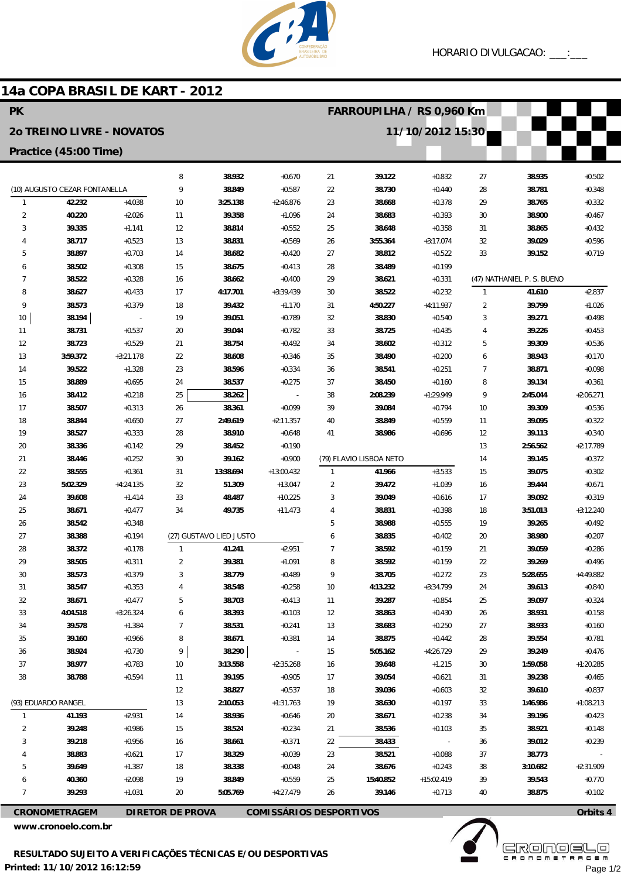HORARIO DIVULGACAO: ___:___

# 14a COPA BRASIL DE KART - 2012

**PK** — **FARROUPILHA / RS 0,960 Km**

**2o TREINO LIVRE - NOVATOS** — **11/10/2012 15:30**

**Practice (45:00 Time)**

### (10) AUGUSTO CEZAR FONTANELLA

| Lap | Time | Gap |
|---|---|---|
| 1 | 42.232 | +4.038 |
| 2 | 40.220 | +2.026 |
| 3 | 39.335 | +1.141 |
| 4 | 38.717 | +0.523 |
| 5 | 38.897 | +0.703 |
| 6 | 38.502 | +0.308 |
| 7 | 38.522 | +0.328 |
| 8 | 38.627 | +0.433 |
| 9 | 38.573 | +0.379 |
| 10 | 38.194 | - |
| 11 | 38.731 | +0.537 |
| 12 | 38.723 | +0.529 |
| 13 | 3:59.372 | +3:21.178 |
| 14 | 39.522 | +1.328 |
| 15 | 38.889 | +0.695 |
| 16 | 38.412 | +0.218 |
| 17 | 38.507 | +0.313 |
| 18 | 38.844 | +0.650 |
| 19 | 38.527 | +0.333 |
| 20 | 38.336 | +0.142 |
| 21 | 38.446 | +0.252 |
| 22 | 38.555 | +0.361 |
| 23 | 5:02.329 | +4:24.135 |
| 24 | 39.608 | +1.414 |
| 25 | 38.671 | +0.477 |
| 26 | 38.542 | +0.348 |
| 27 | 38.388 | +0.194 |
| 28 | 38.372 | +0.178 |
| 29 | 38.505 | +0.311 |
| 30 | 38.573 | +0.379 |
| 31 | 38.547 | +0.353 |
| 32 | 38.671 | +0.477 |
| 33 | 4:04.518 | +3:26.324 |
| 34 | 39.578 | +1.384 |
| 35 | 39.160 | +0.966 |
| 36 | 38.924 | +0.730 |
| 37 | 38.977 | +0.783 |
| 38 | 38.788 | +0.594 |

### (93) EDUARDO RANGEL

| Lap | Time | Gap |
|---|---|---|
| 1 | 41.193 | +2.931 |
| 2 | 39.248 | +0.986 |
| 3 | 39.218 | +0.956 |
| 4 | 38.883 | +0.621 |
| 5 | 39.649 | +1.387 |
| 6 | 40.360 | +2.098 |
| 7 | 39.293 | +1.031 |
| 8 | 38.932 | +0.670 |
| 9 | 38.849 | +0.587 |
| 10 | 3:25.138 | +2:46.876 |
| 11 | 39.358 | +1.096 |
| 12 | 38.814 | +0.552 |
| 13 | 38.831 | +0.569 |
| 14 | 38.682 | +0.420 |
| 15 | 38.675 | +0.413 |
| 16 | 38.662 | +0.400 |
| 17 | 4:17.701 | +3:39.439 |
| 18 | 39.432 | +1.170 |
| 19 | 39.051 | +0.789 |
| 20 | 39.044 | +0.782 |
| 21 | 38.754 | +0.492 |
| 22 | 38.608 | +0.346 |
| 23 | 38.596 | +0.334 |
| 24 | 38.537 | +0.275 |
| 25 | 38.262 | - |
| 26 | 38.361 | +0.099 |
| 27 | 2:49.619 | +2:11.357 |
| 28 | 38.910 | +0.648 |
| 29 | 38.452 | +0.190 |
| 30 | 39.162 | +0.900 |
| 31 | 13:38.694 | +13:00.432 |
| 32 | 51.309 | +13.047 |
| 33 | 48.487 | +10.225 |
| 34 | 49.735 | +11.473 |

### (27) GUSTAVO LIED JUSTO

| Lap | Time | Gap |
|---|---|---|
| 1 | 41.241 | +2.951 |
| 2 | 39.381 | +1.091 |
| 3 | 38.779 | +0.489 |
| 4 | 38.548 | +0.258 |
| 5 | 38.703 | +0.413 |
| 6 | 38.393 | +0.103 |
| 7 | 38.531 | +0.241 |
| 8 | 38.671 | +0.381 |
| 9 | 38.290 | - |
| 10 | 3:13.558 | +2:35.268 |
| 11 | 39.195 | +0.905 |
| 12 | 38.827 | +0.537 |
| 13 | 2:10.053 | +1:31.763 |
| 14 | 38.936 | +0.646 |
| 15 | 38.524 | +0.234 |
| 16 | 38.661 | +0.371 |
| 17 | 38.329 | +0.039 |
| 18 | 38.338 | +0.048 |
| 19 | 38.849 | +0.559 |
| 20 | 5:05.769 | +4:27.479 |
| 21 | 39.122 | +0.832 |
| 22 | 38.730 | +0.440 |
| 23 | 38.668 | +0.378 |
| 24 | 38.683 | +0.393 |
| 25 | 38.648 | +0.358 |
| 26 | 3:55.364 | +3:17.074 |
| 27 | 38.812 | +0.522 |
| 28 | 38.489 | +0.199 |
| 29 | 38.621 | +0.331 |
| 30 | 38.522 | +0.232 |
| 31 | 4:50.227 | +4:11.937 |
| 32 | 38.830 | +0.540 |
| 33 | 38.725 | +0.435 |
| 34 | 38.602 | +0.312 |
| 35 | 38.490 | +0.200 |
| 36 | 38.541 | +0.251 |
| 37 | 38.450 | +0.160 |
| 38 | 2:08.239 | +1:29.949 |
| 39 | 39.084 | +0.794 |
| 40 | 38.849 | +0.559 |
| 41 | 38.986 | +0.696 |

### (79) FLAVIO LISBOA NETO

| Lap | Time | Gap |
|---|---|---|
| 1 | 41.966 | +3.533 |
| 2 | 39.472 | +1.039 |
| 3 | 39.049 | +0.616 |
| 4 | 38.831 | +0.398 |
| 5 | 38.988 | +0.555 |
| 6 | 38.835 | +0.402 |
| 7 | 38.592 | +0.159 |
| 8 | 38.592 | +0.159 |
| 9 | 38.705 | +0.272 |
| 10 | 4:13.232 | +3:34.799 |
| 11 | 39.287 | +0.854 |
| 12 | 38.863 | +0.430 |
| 13 | 38.683 | +0.250 |
| 14 | 38.875 | +0.442 |
| 15 | 5:05.162 | +4:26.729 |
| 16 | 39.648 | +1.215 |
| 17 | 39.054 | +0.621 |
| 18 | 39.036 | +0.603 |
| 19 | 38.630 | +0.197 |
| 20 | 38.671 | +0.238 |
| 21 | 38.536 | +0.103 |
| 22 | 38.433 | - |
| 23 | 38.521 | +0.088 |
| 24 | 38.676 | +0.243 |
| 25 | 15:40.852 | +15:02.419 |
| 26 | 39.146 | +0.713 |
| 27 | 38.935 | +0.502 |
| 28 | 38.781 | +0.348 |
| 29 | 38.765 | +0.332 |
| 30 | 38.900 | +0.467 |
| 31 | 38.865 | +0.432 |
| 32 | 39.029 | +0.596 |
| 33 | 39.152 | +0.719 |

### (47) NATHANIEL P. S. BUENO

| Lap | Time | Gap |
|---|---|---|
| 1 | 41.610 | +2.837 |
| 2 | 39.799 | +1.026 |
| 3 | 39.271 | +0.498 |
| 4 | 39.226 | +0.453 |
| 5 | 39.309 | +0.536 |
| 6 | 38.943 | +0.170 |
| 7 | 38.871 | +0.098 |
| 8 | 39.134 | +0.361 |
| 9 | 2:45.044 | +2:06.271 |
| 10 | 39.309 | +0.536 |
| 11 | 39.095 | +0.322 |
| 12 | 39.113 | +0.340 |
| 13 | 2:56.562 | +2:17.789 |
| 14 | 39.145 | +0.372 |
| 15 | 39.075 | +0.302 |
| 16 | 39.444 | +0.671 |
| 17 | 39.092 | +0.319 |
| 18 | 3:51.013 | +3:12.240 |
| 19 | 39.265 | +0.492 |
| 20 | 38.980 | +0.207 |
| 21 | 39.059 | +0.286 |
| 22 | 39.269 | +0.496 |
| 23 | 5:28.655 | +4:49.882 |
| 24 | 39.613 | +0.840 |
| 25 | 39.097 | +0.324 |
| 26 | 38.931 | +0.158 |
| 27 | 38.933 | +0.160 |
| 28 | 39.554 | +0.781 |
| 29 | 39.249 | +0.476 |
| 30 | 1:59.058 | +1:20.285 |
| 31 | 39.238 | +0.465 |
| 32 | 39.610 | +0.837 |
| 33 | 1:46.986 | +1:08.213 |
| 34 | 39.196 | +0.423 |
| 35 | 38.921 | +0.148 |
| 36 | 39.012 | +0.239 |
| 37 | 38.773 | - |
| 38 | 3:10.682 | +2:31.909 |
| 39 | 39.543 | +0.770 |
| 40 | 38.875 | +0.102 |

**CRONOMETRAGEM** | **DIRETOR DE PROVA** | **COMISSÁRIOS DESPORTIVOS** | **Orbits 4**

www.cronoelo.com.br

**RESULTADO SUJEITO A VERIFICAÇÕES TÉCNICAS E/OU DESPORTIVAS**

**Printed: 11/10/2012 16:12:59**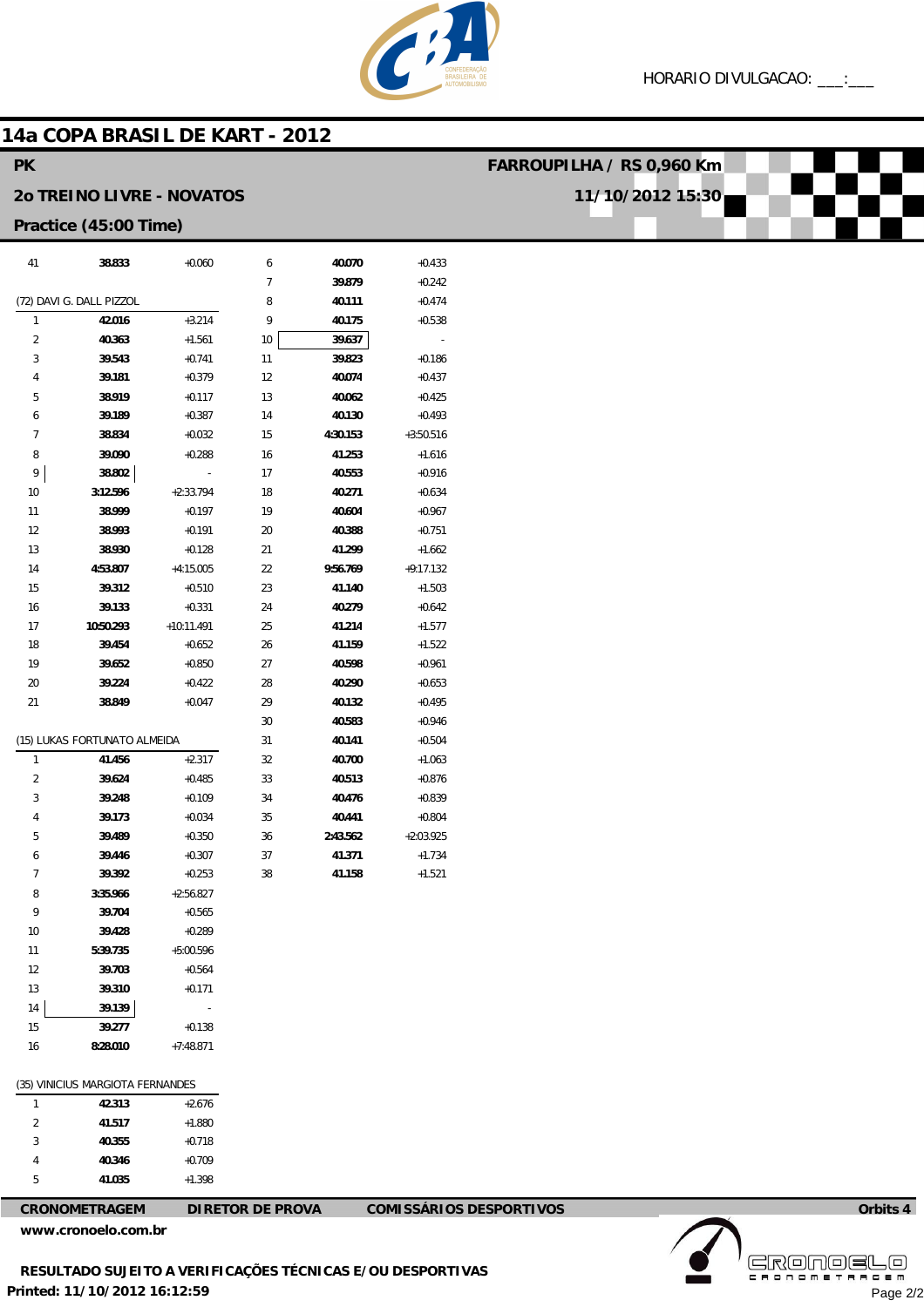HORARIO DIVULGACAO: ___:___

# 14a COPA BRASIL DE KART - 2012

**PK** — **FARROUPILHA / RS 0,960 Km**

**2o TREINO LIVRE - NOVATOS** — **11/10/2012 15:30**

**Practice (45:00 Time)**

| | | |
|---|---|---|
| 41 | 38.833 | +0.060 |

(72) DAVI G. DALL PIZZOL

| | | |
|---|---|---|
| 1 | 42.016 | +3.214 |
| 2 | 40.363 | +1.561 |
| 3 | 39.543 | +0.741 |
| 4 | 39.181 | +0.379 |
| 5 | 38.919 | +0.117 |
| 6 | 39.189 | +0.387 |
| 7 | 38.834 | +0.032 |
| 8 | 39.090 | +0.288 |
| 9 | 38.802 | - |
| 10 | 3:12.596 | +2:33.794 |
| 11 | 38.999 | +0.197 |
| 12 | 38.993 | +0.191 |
| 13 | 38.930 | +0.128 |
| 14 | 4:53.807 | +4:15.005 |
| 15 | 39.312 | +0.510 |
| 16 | 39.133 | +0.331 |
| 17 | 10:50.293 | +10:11.491 |
| 18 | 39.454 | +0.652 |
| 19 | 39.652 | +0.850 |
| 20 | 39.224 | +0.422 |
| 21 | 38.849 | +0.047 |

(15) LUKAS FORTUNATO ALMEIDA

| | | |
|---|---|---|
| 1 | 41.456 | +2.317 |
| 2 | 39.624 | +0.485 |
| 3 | 39.248 | +0.109 |
| 4 | 39.173 | +0.034 |
| 5 | 39.489 | +0.350 |
| 6 | 39.446 | +0.307 |
| 7 | 39.392 | +0.253 |
| 8 | 3:35.966 | +2:56.827 |
| 9 | 39.704 | +0.565 |
| 10 | 39.428 | +0.289 |
| 11 | 5:39.735 | +5:00.596 |
| 12 | 39.703 | +0.564 |
| 13 | 39.310 | +0.171 |
| 14 | 39.139 | - |
| 15 | 39.277 | +0.138 |
| 16 | 8:28.010 | +7:48.871 |

(35) VINICIUS MARGIOTA FERNANDES

| | | |
|---|---|---|
| 1 | 42.313 | +2.676 |
| 2 | 41.517 | +1.880 |
| 3 | 40.355 | +0.718 |
| 4 | 40.346 | +0.709 |
| 5 | 41.035 | +1.398 |
| 6 | 40.070 | +0.433 |
| 7 | 39.879 | +0.242 |
| 8 | 40.111 | +0.474 |
| 9 | 40.175 | +0.538 |
| 10 | 39.637 | - |
| 11 | 39.823 | +0.186 |
| 12 | 40.074 | +0.437 |
| 13 | 40.062 | +0.425 |
| 14 | 40.130 | +0.493 |
| 15 | 4:30.153 | +3:50.516 |
| 16 | 41.253 | +1.616 |
| 17 | 40.553 | +0.916 |
| 18 | 40.271 | +0.634 |
| 19 | 40.604 | +0.967 |
| 20 | 40.388 | +0.751 |
| 21 | 41.299 | +1.662 |
| 22 | 9:56.769 | +9:17.132 |
| 23 | 41.140 | +1.503 |
| 24 | 40.279 | +0.642 |
| 25 | 41.214 | +1.577 |
| 26 | 41.159 | +1.522 |
| 27 | 40.598 | +0.961 |
| 28 | 40.290 | +0.653 |
| 29 | 40.132 | +0.495 |
| 30 | 40.583 | +0.946 |
| 31 | 40.141 | +0.504 |
| 32 | 40.700 | +1.063 |
| 33 | 40.513 | +0.876 |
| 34 | 40.476 | +0.839 |
| 35 | 40.441 | +0.804 |
| 36 | 2:43.562 | +2:03.925 |
| 37 | 41.371 | +1.734 |
| 38 | 41.158 | +1.521 |

**CRONOMETRAGEM** **DIRETOR DE PROVA** **COMISSÁRIOS DESPORTIVOS** **Orbits 4**

**www.cronoelo.com.br**

**RESULTADO SUJEITO A VERIFICAÇÕES TÉCNICAS E/OU DESPORTIVAS**

**Printed: 11/10/2012 16:12:59**